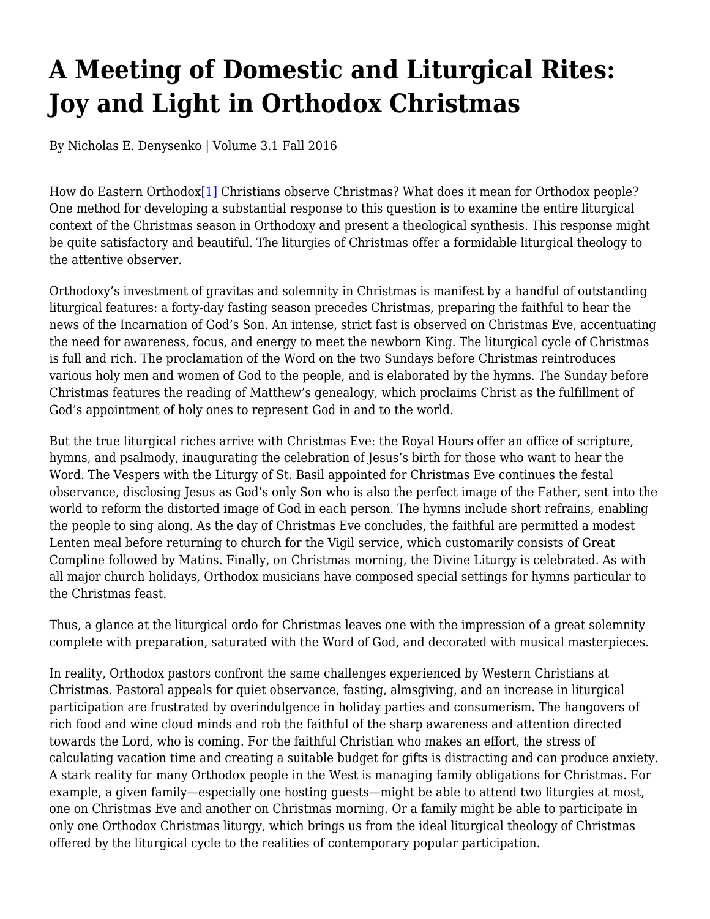# A Meeting of Domestic and Liturgical Rites: Joy and Light in Orthodox Christmas

By Nicholas E. Denysenko | Volume 3.1 Fall 2016

How do Eastern Orthodox[1] Christians observe Christmas? What does it mean for Orthodox people? One method for developing a substantial response to this question is to examine the entire liturgical context of the Christmas season in Orthodoxy and present a theological synthesis. This response might be quite satisfactory and beautiful. The liturgies of Christmas offer a formidable liturgical theology to the attentive observer.

Orthodoxy's investment of gravitas and solemnity in Christmas is manifest by a handful of outstanding liturgical features: a forty-day fasting season precedes Christmas, preparing the faithful to hear the news of the Incarnation of God's Son. An intense, strict fast is observed on Christmas Eve, accentuating the need for awareness, focus, and energy to meet the newborn King. The liturgical cycle of Christmas is full and rich. The proclamation of the Word on the two Sundays before Christmas reintroduces various holy men and women of God to the people, and is elaborated by the hymns. The Sunday before Christmas features the reading of Matthew's genealogy, which proclaims Christ as the fulfillment of God's appointment of holy ones to represent God in and to the world.

But the true liturgical riches arrive with Christmas Eve: the Royal Hours offer an office of scripture, hymns, and psalmody, inaugurating the celebration of Jesus's birth for those who want to hear the Word. The Vespers with the Liturgy of St. Basil appointed for Christmas Eve continues the festal observance, disclosing Jesus as God's only Son who is also the perfect image of the Father, sent into the world to reform the distorted image of God in each person. The hymns include short refrains, enabling the people to sing along. As the day of Christmas Eve concludes, the faithful are permitted a modest Lenten meal before returning to church for the Vigil service, which customarily consists of Great Compline followed by Matins. Finally, on Christmas morning, the Divine Liturgy is celebrated. As with all major church holidays, Orthodox musicians have composed special settings for hymns particular to the Christmas feast.

Thus, a glance at the liturgical ordo for Christmas leaves one with the impression of a great solemnity complete with preparation, saturated with the Word of God, and decorated with musical masterpieces.

In reality, Orthodox pastors confront the same challenges experienced by Western Christians at Christmas. Pastoral appeals for quiet observance, fasting, almsgiving, and an increase in liturgical participation are frustrated by overindulgence in holiday parties and consumerism. The hangovers of rich food and wine cloud minds and rob the faithful of the sharp awareness and attention directed towards the Lord, who is coming. For the faithful Christian who makes an effort, the stress of calculating vacation time and creating a suitable budget for gifts is distracting and can produce anxiety. A stark reality for many Orthodox people in the West is managing family obligations for Christmas. For example, a given family—especially one hosting guests—might be able to attend two liturgies at most, one on Christmas Eve and another on Christmas morning. Or a family might be able to participate in only one Orthodox Christmas liturgy, which brings us from the ideal liturgical theology of Christmas offered by the liturgical cycle to the realities of contemporary popular participation.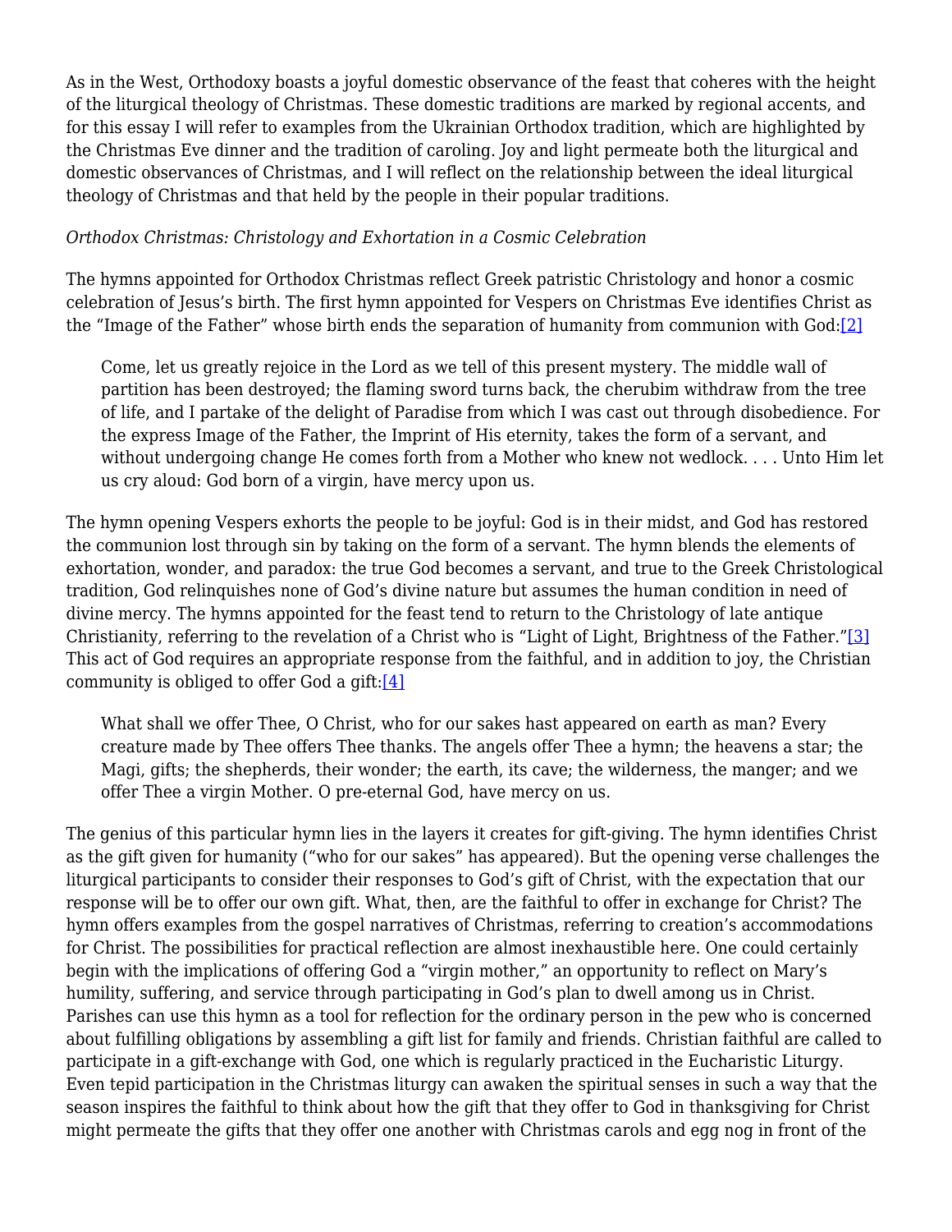As in the West, Orthodoxy boasts a joyful domestic observance of the feast that coheres with the height of the liturgical theology of Christmas. These domestic traditions are marked by regional accents, and for this essay I will refer to examples from the Ukrainian Orthodox tradition, which are highlighted by the Christmas Eve dinner and the tradition of caroling. Joy and light permeate both the liturgical and domestic observances of Christmas, and I will reflect on the relationship between the ideal liturgical theology of Christmas and that held by the people in their popular traditions.

*Orthodox Christmas: Christology and Exhortation in a Cosmic Celebration*

The hymns appointed for Orthodox Christmas reflect Greek patristic Christology and honor a cosmic celebration of Jesus's birth. The first hymn appointed for Vespers on Christmas Eve identifies Christ as the "Image of the Father" whose birth ends the separation of humanity from communion with God:[2]

> Come, let us greatly rejoice in the Lord as we tell of this present mystery. The middle wall of partition has been destroyed; the flaming sword turns back, the cherubim withdraw from the tree of life, and I partake of the delight of Paradise from which I was cast out through disobedience. For the express Image of the Father, the Imprint of His eternity, takes the form of a servant, and without undergoing change He comes forth from a Mother who knew not wedlock. . . . Unto Him let us cry aloud: God born of a virgin, have mercy upon us.

The hymn opening Vespers exhorts the people to be joyful: God is in their midst, and God has restored the communion lost through sin by taking on the form of a servant. The hymn blends the elements of exhortation, wonder, and paradox: the true God becomes a servant, and true to the Greek Christological tradition, God relinquishes none of God's divine nature but assumes the human condition in need of divine mercy. The hymns appointed for the feast tend to return to the Christology of late antique Christianity, referring to the revelation of a Christ who is "Light of Light, Brightness of the Father."[3] This act of God requires an appropriate response from the faithful, and in addition to joy, the Christian community is obliged to offer God a gift:[4]

> What shall we offer Thee, O Christ, who for our sakes hast appeared on earth as man? Every creature made by Thee offers Thee thanks. The angels offer Thee a hymn; the heavens a star; the Magi, gifts; the shepherds, their wonder; the earth, its cave; the wilderness, the manger; and we offer Thee a virgin Mother. O pre-eternal God, have mercy on us.

The genius of this particular hymn lies in the layers it creates for gift-giving. The hymn identifies Christ as the gift given for humanity ("who for our sakes" has appeared). But the opening verse challenges the liturgical participants to consider their responses to God's gift of Christ, with the expectation that our response will be to offer our own gift. What, then, are the faithful to offer in exchange for Christ? The hymn offers examples from the gospel narratives of Christmas, referring to creation's accommodations for Christ. The possibilities for practical reflection are almost inexhaustible here. One could certainly begin with the implications of offering God a "virgin mother," an opportunity to reflect on Mary's humility, suffering, and service through participating in God's plan to dwell among us in Christ. Parishes can use this hymn as a tool for reflection for the ordinary person in the pew who is concerned about fulfilling obligations by assembling a gift list for family and friends. Christian faithful are called to participate in a gift-exchange with God, one which is regularly practiced in the Eucharistic Liturgy. Even tepid participation in the Christmas liturgy can awaken the spiritual senses in such a way that the season inspires the faithful to think about how the gift that they offer to God in thanksgiving for Christ might permeate the gifts that they offer one another with Christmas carols and egg nog in front of the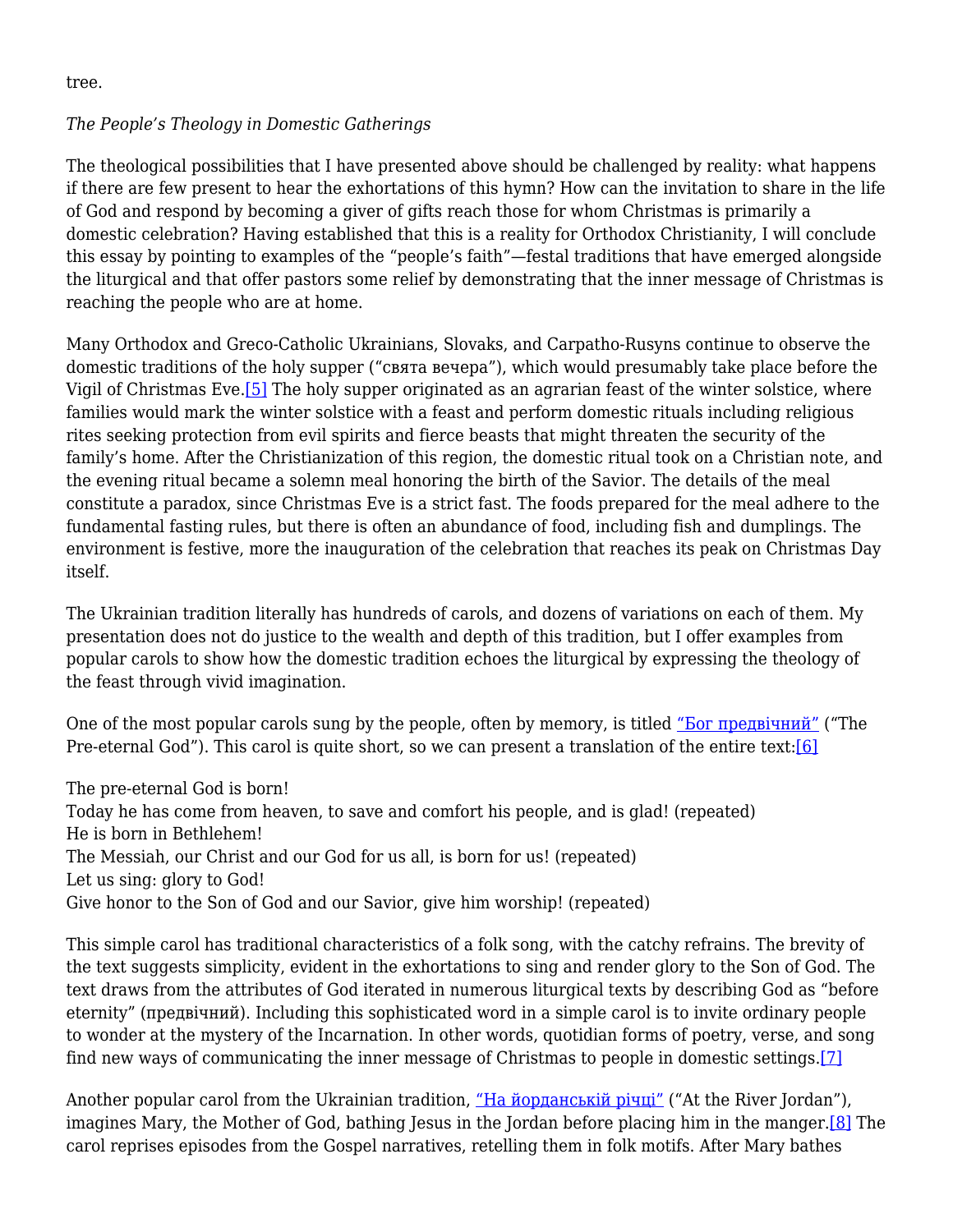tree.

*The People's Theology in Domestic Gatherings*

The theological possibilities that I have presented above should be challenged by reality: what happens if there are few present to hear the exhortations of this hymn? How can the invitation to share in the life of God and respond by becoming a giver of gifts reach those for whom Christmas is primarily a domestic celebration? Having established that this is a reality for Orthodox Christianity, I will conclude this essay by pointing to examples of the "people's faith"—festal traditions that have emerged alongside the liturgical and that offer pastors some relief by demonstrating that the inner message of Christmas is reaching the people who are at home.

Many Orthodox and Greco-Catholic Ukrainians, Slovaks, and Carpatho-Rusyns continue to observe the domestic traditions of the holy supper ("свята вечера"), which would presumably take place before the Vigil of Christmas Eve.[5] The holy supper originated as an agrarian feast of the winter solstice, where families would mark the winter solstice with a feast and perform domestic rituals including religious rites seeking protection from evil spirits and fierce beasts that might threaten the security of the family's home. After the Christianization of this region, the domestic ritual took on a Christian note, and the evening ritual became a solemn meal honoring the birth of the Savior. The details of the meal constitute a paradox, since Christmas Eve is a strict fast. The foods prepared for the meal adhere to the fundamental fasting rules, but there is often an abundance of food, including fish and dumplings. The environment is festive, more the inauguration of the celebration that reaches its peak on Christmas Day itself.

The Ukrainian tradition literally has hundreds of carols, and dozens of variations on each of them. My presentation does not do justice to the wealth and depth of this tradition, but I offer examples from popular carols to show how the domestic tradition echoes the liturgical by expressing the theology of the feast through vivid imagination.

One of the most popular carols sung by the people, often by memory, is titled "Бог предвічний" ("The Pre-eternal God"). This carol is quite short, so we can present a translation of the entire text:[6]

The pre-eternal God is born!
Today he has come from heaven, to save and comfort his people, and is glad! (repeated)
He is born in Bethlehem!
The Messiah, our Christ and our God for us all, is born for us! (repeated)
Let us sing: glory to God!
Give honor to the Son of God and our Savior, give him worship! (repeated)

This simple carol has traditional characteristics of a folk song, with the catchy refrains. The brevity of the text suggests simplicity, evident in the exhortations to sing and render glory to the Son of God. The text draws from the attributes of God iterated in numerous liturgical texts by describing God as "before eternity" (предвічний). Including this sophisticated word in a simple carol is to invite ordinary people to wonder at the mystery of the Incarnation. In other words, quotidian forms of poetry, verse, and song find new ways of communicating the inner message of Christmas to people in domestic settings.[7]

Another popular carol from the Ukrainian tradition, "На йорданській річці" ("At the River Jordan"), imagines Mary, the Mother of God, bathing Jesus in the Jordan before placing him in the manger.[8] The carol reprises episodes from the Gospel narratives, retelling them in folk motifs. After Mary bathes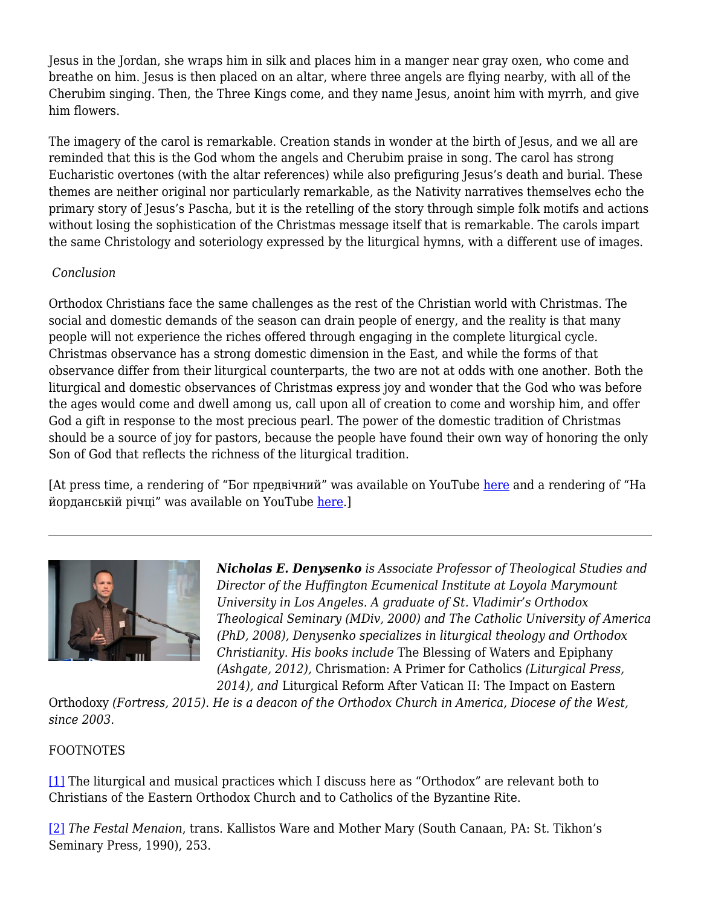Jesus in the Jordan, she wraps him in silk and places him in a manger near gray oxen, who come and breathe on him. Jesus is then placed on an altar, where three angels are flying nearby, with all of the Cherubim singing. Then, the Three Kings come, and they name Jesus, anoint him with myrrh, and give him flowers.

The imagery of the carol is remarkable. Creation stands in wonder at the birth of Jesus, and we all are reminded that this is the God whom the angels and Cherubim praise in song. The carol has strong Eucharistic overtones (with the altar references) while also prefiguring Jesus's death and burial. These themes are neither original nor particularly remarkable, as the Nativity narratives themselves echo the primary story of Jesus's Pascha, but it is the retelling of the story through simple folk motifs and actions without losing the sophistication of the Christmas message itself that is remarkable. The carols impart the same Christology and soteriology expressed by the liturgical hymns, with a different use of images.

*Conclusion*

Orthodox Christians face the same challenges as the rest of the Christian world with Christmas. The social and domestic demands of the season can drain people of energy, and the reality is that many people will not experience the riches offered through engaging in the complete liturgical cycle. Christmas observance has a strong domestic dimension in the East, and while the forms of that observance differ from their liturgical counterparts, the two are not at odds with one another. Both the liturgical and domestic observances of Christmas express joy and wonder that the God who was before the ages would come and dwell among us, call upon all of creation to come and worship him, and offer God a gift in response to the most precious pearl. The power of the domestic tradition of Christmas should be a source of joy for pastors, because the people have found their own way of honoring the only Son of God that reflects the richness of the liturgical tradition.

[At press time, a rendering of "Бог предвічний" was available on YouTube here and a rendering of "На йорданській річці" was available on YouTube here.]

---

***Nicholas E. Denysenko*** *is Associate Professor of Theological Studies and Director of the Huffington Ecumenical Institute at Loyola Marymount University in Los Angeles. A graduate of St. Vladimir's Orthodox Theological Seminary (MDiv, 2000) and The Catholic University of America (PhD, 2008), Denysenko specializes in liturgical theology and Orthodox Christianity. His books include* The Blessing of Waters and Epiphany *(Ashgate, 2012),* Chrismation: A Primer for Catholics *(Liturgical Press, 2014), and* Liturgical Reform After Vatican II: The Impact on Eastern Orthodoxy *(Fortress, 2015). He is a deacon of the Orthodox Church in America, Diocese of the West, since 2003.*

FOOTNOTES

[1] The liturgical and musical practices which I discuss here as "Orthodox" are relevant both to Christians of the Eastern Orthodox Church and to Catholics of the Byzantine Rite.

[2] *The Festal Menaion*, trans. Kallistos Ware and Mother Mary (South Canaan, PA: St. Tikhon's Seminary Press, 1990), 253.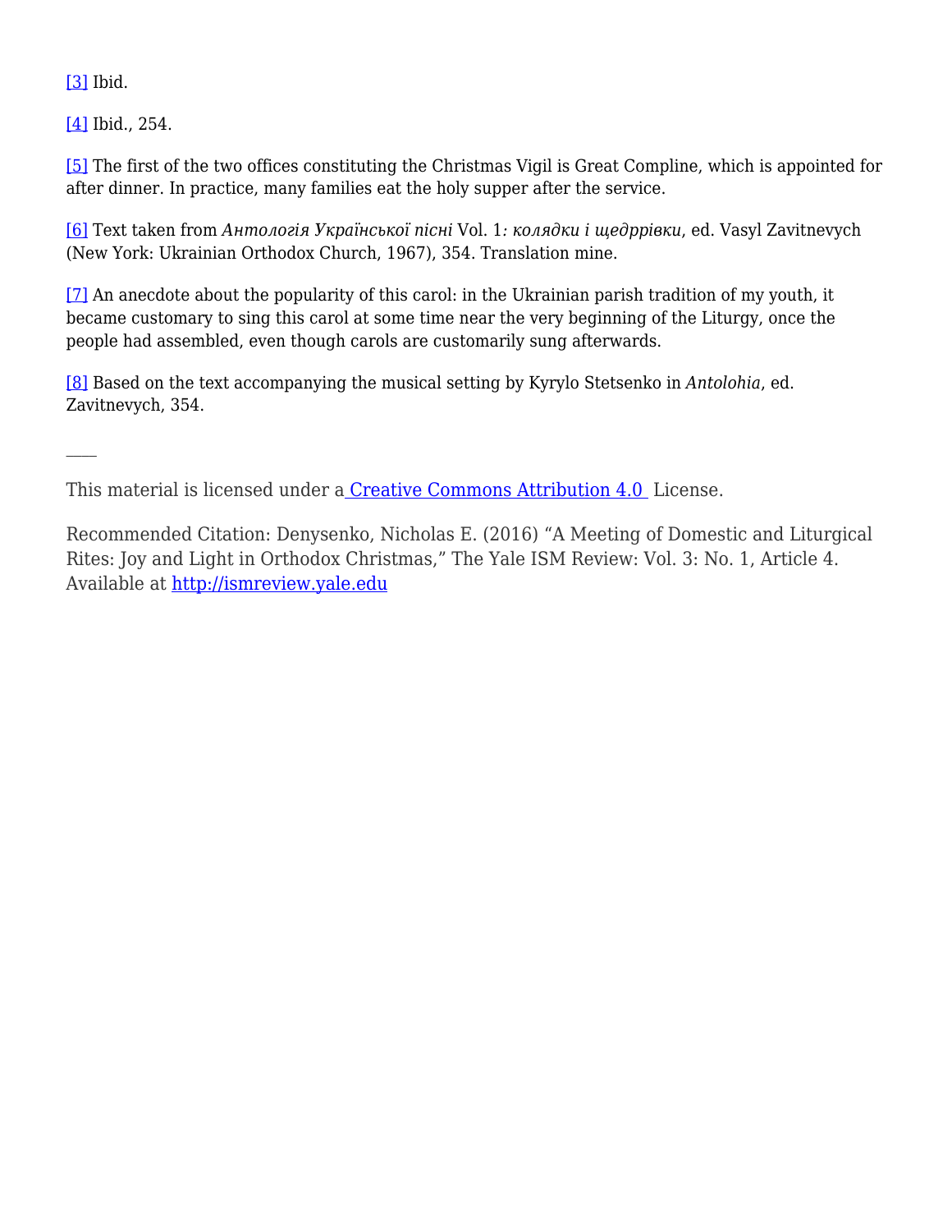[3] Ibid.

[4] Ibid., 254.

[5] The first of the two offices constituting the Christmas Vigil is Great Compline, which is appointed for after dinner. In practice, many families eat the holy supper after the service.

[6] Text taken from *Антологія Української пісні* Vol. 1*: колядки і щедррівки*, ed. Vasyl Zavitnevych (New York: Ukrainian Orthodox Church, 1967), 354. Translation mine.

[7] An anecdote about the popularity of this carol: in the Ukrainian parish tradition of my youth, it became customary to sing this carol at some time near the very beginning of the Liturgy, once the people had assembled, even though carols are customarily sung afterwards.

[8] Based on the text accompanying the musical setting by Kyrylo Stetsenko in *Antolohia*, ed. Zavitnevych, 354.

---

This material is licensed under a Creative Commons Attribution 4.0 License.

Recommended Citation: Denysenko, Nicholas E. (2016) "A Meeting of Domestic and Liturgical Rites: Joy and Light in Orthodox Christmas," The Yale ISM Review: Vol. 3: No. 1, Article 4. Available at http://ismreview.yale.edu